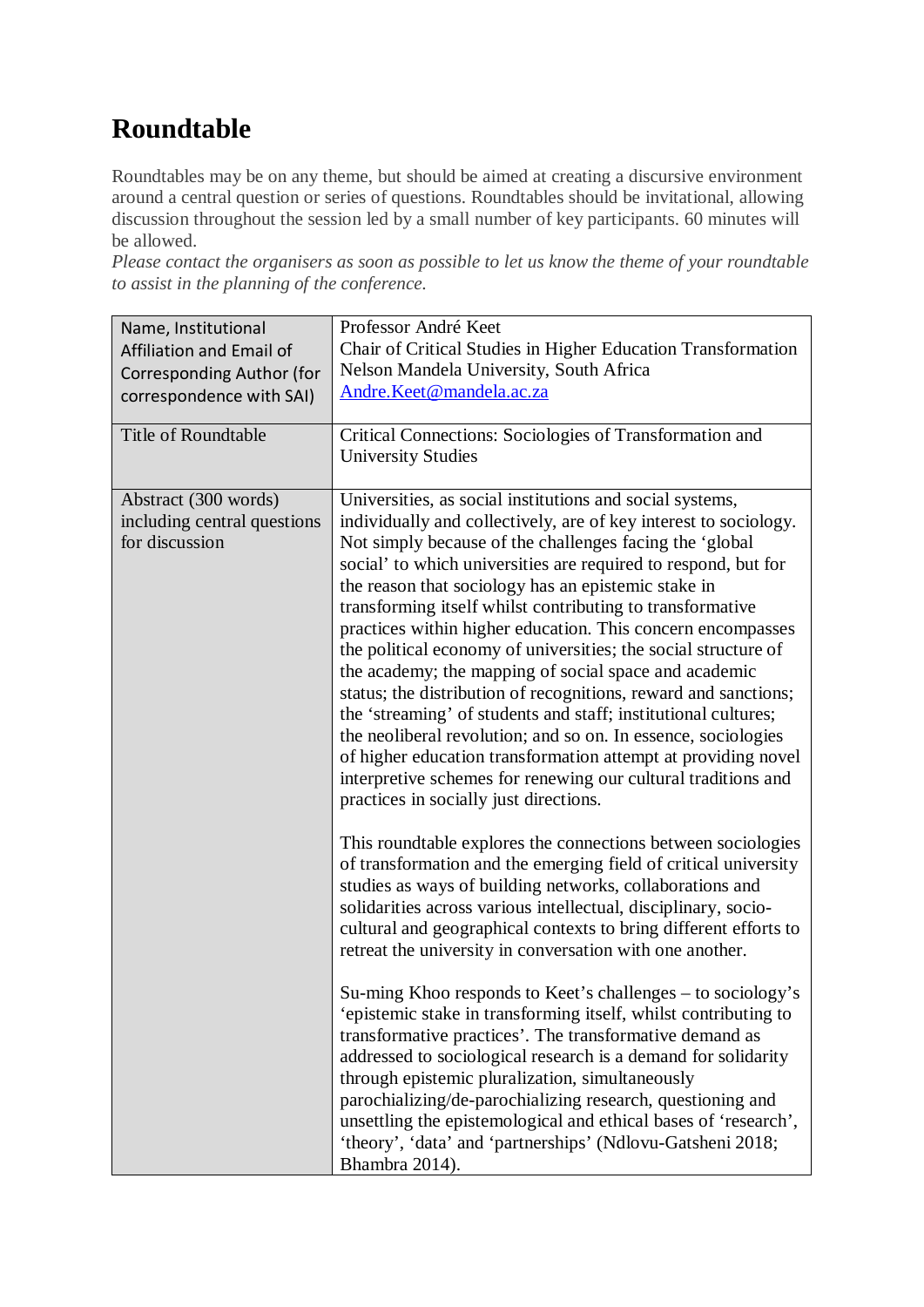# Roundtable

Roundtables may be on any theme, but should be aimed at creating a discursive environment around a central question or series of questions. Roundtables should be invitational, allowing discussion throughout the session led by a small number of key participants. 60 minutes will be allowed.

*Please contact the organisers as soon as possible to let us know the theme of your roundtable to assist in the planning of the conference.*

| | |
|---|---|
| Name, Institutional Affiliation and Email of Corresponding Author (for correspondence with SAI) | Professor André Keet<br>Chair of Critical Studies in Higher Education Transformation<br>Nelson Mandela University, South Africa<br>Andre.Keet@mandela.ac.za |
| Title of Roundtable | Critical Connections: Sociologies of Transformation and University Studies |
| Abstract (300 words) including central questions for discussion | Universities, as social institutions and social systems, individually and collectively, are of key interest to sociology. Not simply because of the challenges facing the 'global social' to which universities are required to respond, but for the reason that sociology has an epistemic stake in transforming itself whilst contributing to transformative practices within higher education. This concern encompasses the political economy of universities; the social structure of the academy; the mapping of social space and academic status; the distribution of recognitions, reward and sanctions; the 'streaming' of students and staff; institutional cultures; the neoliberal revolution; and so on. In essence, sociologies of higher education transformation attempt at providing novel interpretive schemes for renewing our cultural traditions and practices in socially just directions.<br><br>This roundtable explores the connections between sociologies of transformation and the emerging field of critical university studies as ways of building networks, collaborations and solidarities across various intellectual, disciplinary, socio-cultural and geographical contexts to bring different efforts to retreat the university in conversation with one another.<br><br>Su-ming Khoo responds to Keet's challenges – to sociology's 'epistemic stake in transforming itself, whilst contributing to transformative practices'. The transformative demand as addressed to sociological research is a demand for solidarity through epistemic pluralization, simultaneously parochializing/de-parochializing research, questioning and unsettling the epistemological and ethical bases of 'research', 'theory', 'data' and 'partnerships' (Ndlovu-Gatsheni 2018; Bhambra 2014). |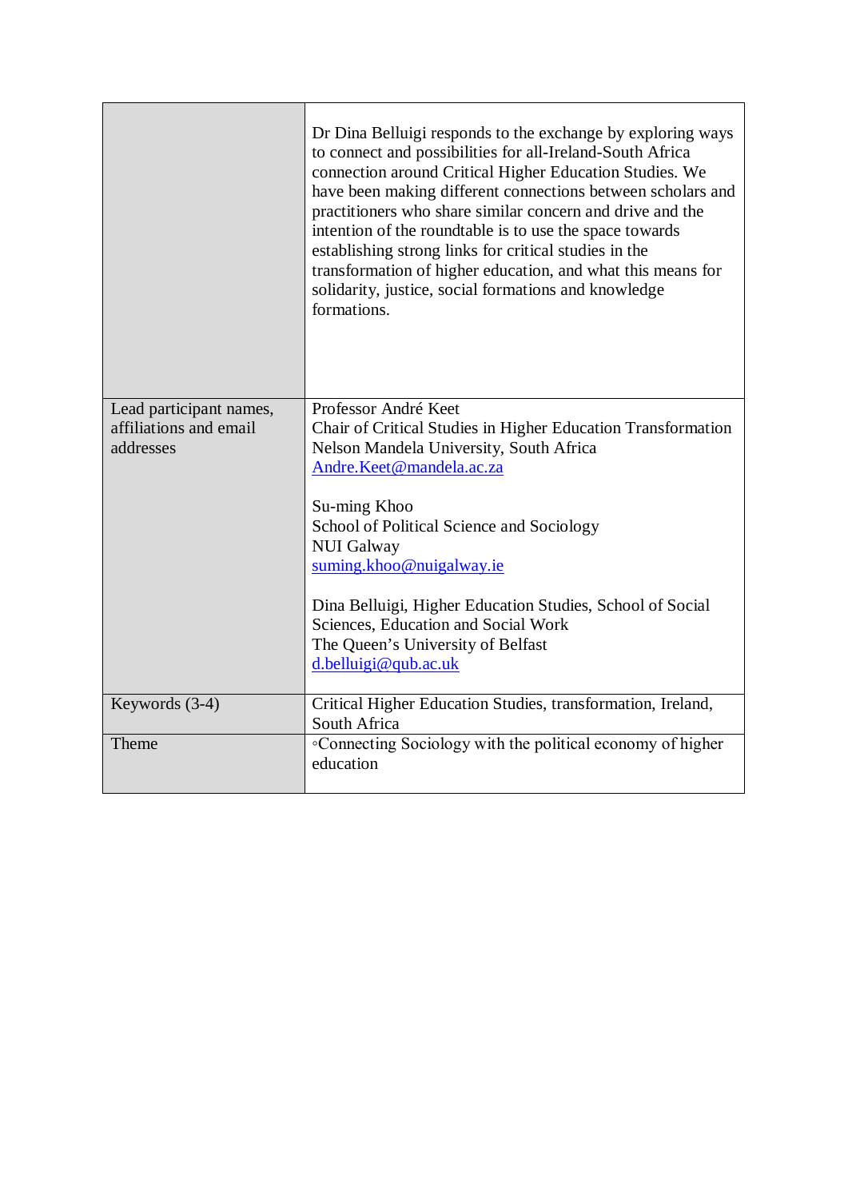| | |
|---|---|
| | Dr Dina Belluigi responds to the exchange by exploring ways to connect and possibilities for all-Ireland-South Africa connection around Critical Higher Education Studies. We have been making different connections between scholars and practitioners who share similar concern and drive and the intention of the roundtable is to use the space towards establishing strong links for critical studies in the transformation of higher education, and what this means for solidarity, justice, social formations and knowledge formations. |
| Lead participant names, affiliations and email addresses | Professor André Keet<br>Chair of Critical Studies in Higher Education Transformation<br>Nelson Mandela University, South Africa<br>Andre.Keet@mandela.ac.za<br><br>Su-ming Khoo<br>School of Political Science and Sociology<br>NUI Galway<br>suming.khoo@nuigalway.ie<br><br>Dina Belluigi, Higher Education Studies, School of Social Sciences, Education and Social Work<br>The Queen's University of Belfast<br>d.belluigi@qub.ac.uk |
| Keywords (3-4) | Critical Higher Education Studies, transformation, Ireland, South Africa |
| Theme | ◦Connecting Sociology with the political economy of higher education |